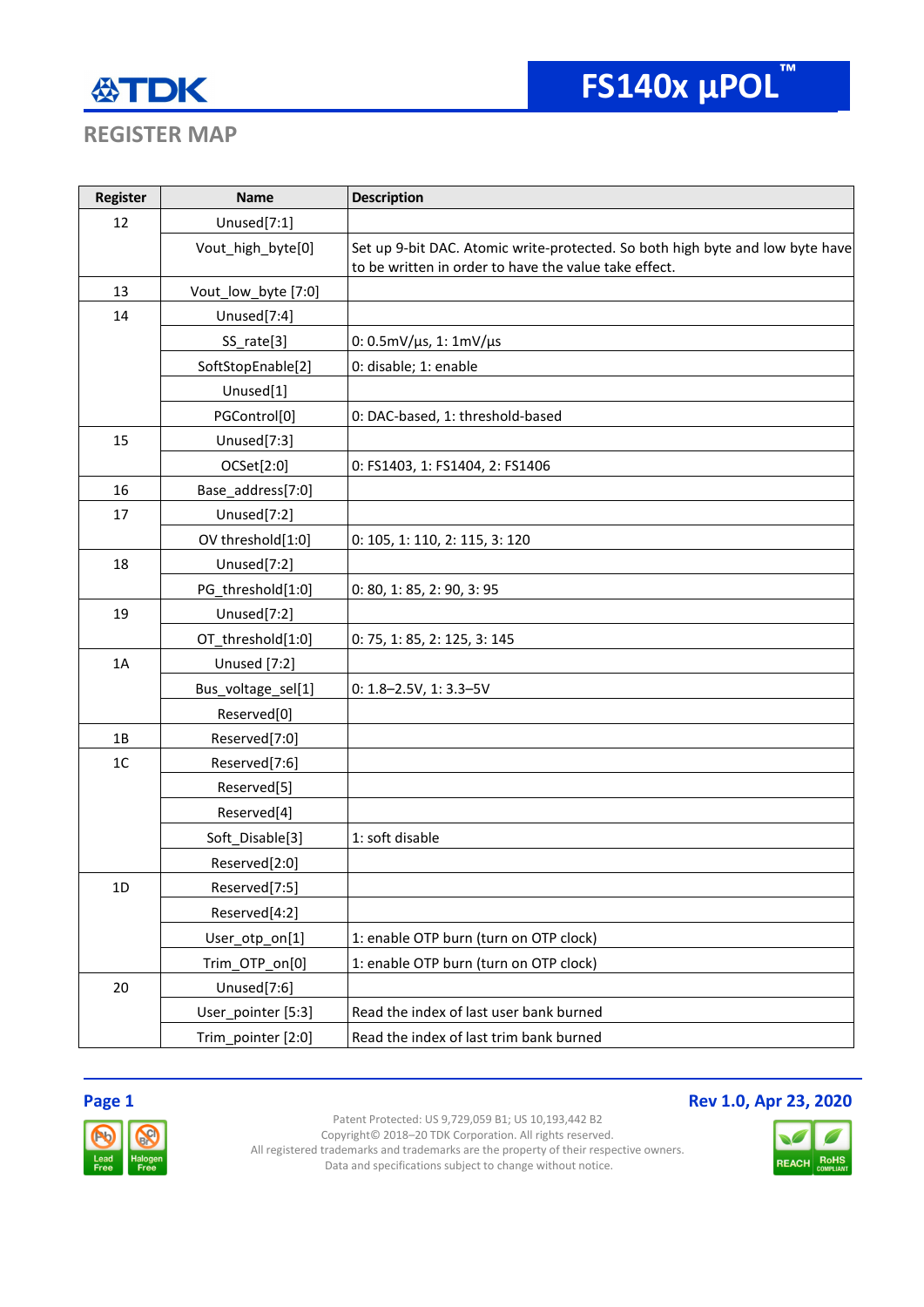## REGISTER MAP

| Register | Name | Description |
|---|---|---|
| 12 | Unused[7:1] | |
| | Vout_high_byte[0] | Set up 9-bit DAC. Atomic write-protected. So both high byte and low byte have to be written in order to have the value take effect. |
| 13 | Vout_low_byte [7:0] | |
| 14 | Unused[7:4] | |
| | SS_rate[3] | 0: 0.5mV/µs, 1: 1mV/µs |
| | SoftStopEnable[2] | 0: disable; 1: enable |
| | Unused[1] | |
| | PGControl[0] | 0: DAC-based, 1: threshold-based |
| 15 | Unused[7:3] | |
| | OCSet[2:0] | 0: FS1403, 1: FS1404, 2: FS1406 |
| 16 | Base_address[7:0] | |
| 17 | Unused[7:2] | |
| | OV threshold[1:0] | 0: 105, 1: 110, 2: 115, 3: 120 |
| 18 | Unused[7:2] | |
| | PG_threshold[1:0] | 0: 80, 1: 85, 2: 90, 3: 95 |
| 19 | Unused[7:2] | |
| | OT_threshold[1:0] | 0: 75, 1: 85, 2: 125, 3: 145 |
| 1A | Unused [7:2] | |
| | Bus_voltage_sel[1] | 0: 1.8–2.5V, 1: 3.3–5V |
| | Reserved[0] | |
| 1B | Reserved[7:0] | |
| 1C | Reserved[7:6] | |
| | Reserved[5] | |
| | Reserved[4] | |
| | Soft_Disable[3] | 1: soft disable |
| | Reserved[2:0] | |
| 1D | Reserved[7:5] | |
| | Reserved[4:2] | |
| | User_otp_on[1] | 1: enable OTP burn (turn on OTP clock) |
| | Trim_OTP_on[0] | 1: enable OTP burn (turn on OTP clock) |
| 20 | Unused[7:6] | |
| | User_pointer [5:3] | Read the index of last user bank burned |
| | Trim_pointer [2:0] | Read the index of last trim bank burned |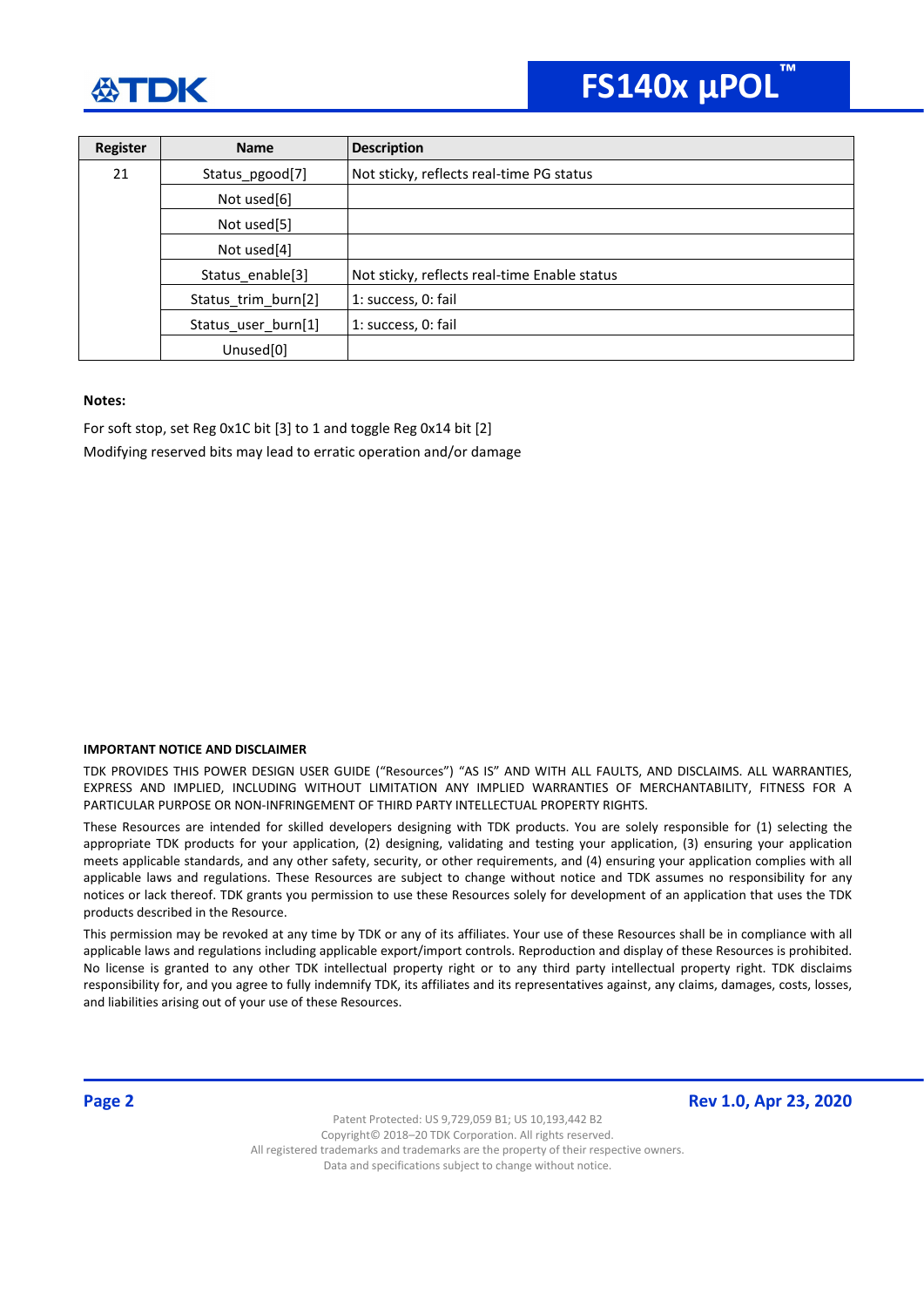| Register | Name | Description |
|---|---|---|
| 21 | Status_pgood[7] | Not sticky, reflects real-time PG status |
| | Not used[6] | |
| | Not used[5] | |
| | Not used[4] | |
| | Status_enable[3] | Not sticky, reflects real-time Enable status |
| | Status_trim_burn[2] | 1: success, 0: fail |
| | Status_user_burn[1] | 1: success, 0: fail |
| | Unused[0] | |

**Notes:**

For soft stop, set Reg 0x1C bit [3] to 1 and toggle Reg 0x14 bit [2]

Modifying reserved bits may lead to erratic operation and/or damage

**IMPORTANT NOTICE AND DISCLAIMER**

TDK PROVIDES THIS POWER DESIGN USER GUIDE (“Resources”) “AS IS” AND WITH ALL FAULTS, AND DISCLAIMS. ALL WARRANTIES, EXPRESS AND IMPLIED, INCLUDING WITHOUT LIMITATION ANY IMPLIED WARRANTIES OF MERCHANTABILITY, FITNESS FOR A PARTICULAR PURPOSE OR NON-INFRINGEMENT OF THIRD PARTY INTELLECTUAL PROPERTY RIGHTS.

These Resources are intended for skilled developers designing with TDK products. You are solely responsible for (1) selecting the appropriate TDK products for your application, (2) designing, validating and testing your application, (3) ensuring your application meets applicable standards, and any other safety, security, or other requirements, and (4) ensuring your application complies with all applicable laws and regulations. These Resources are subject to change without notice and TDK assumes no responsibility for any notices or lack thereof. TDK grants you permission to use these Resources solely for development of an application that uses the TDK products described in the Resource.

This permission may be revoked at any time by TDK or any of its affiliates. Your use of these Resources shall be in compliance with all applicable laws and regulations including applicable export/import controls. Reproduction and display of these Resources is prohibited. No license is granted to any other TDK intellectual property right or to any third party intellectual property right. TDK disclaims responsibility for, and you agree to fully indemnify TDK, its affiliates and its representatives against, any claims, damages, costs, losses, and liabilities arising out of your use of these Resources.

Patent Protected: US 9,729,059 B1; US 10,193,442 B2
Copyright© 2018–20 TDK Corporation. All rights reserved.
All registered trademarks and trademarks are the property of their respective owners.
Data and specifications subject to change without notice.